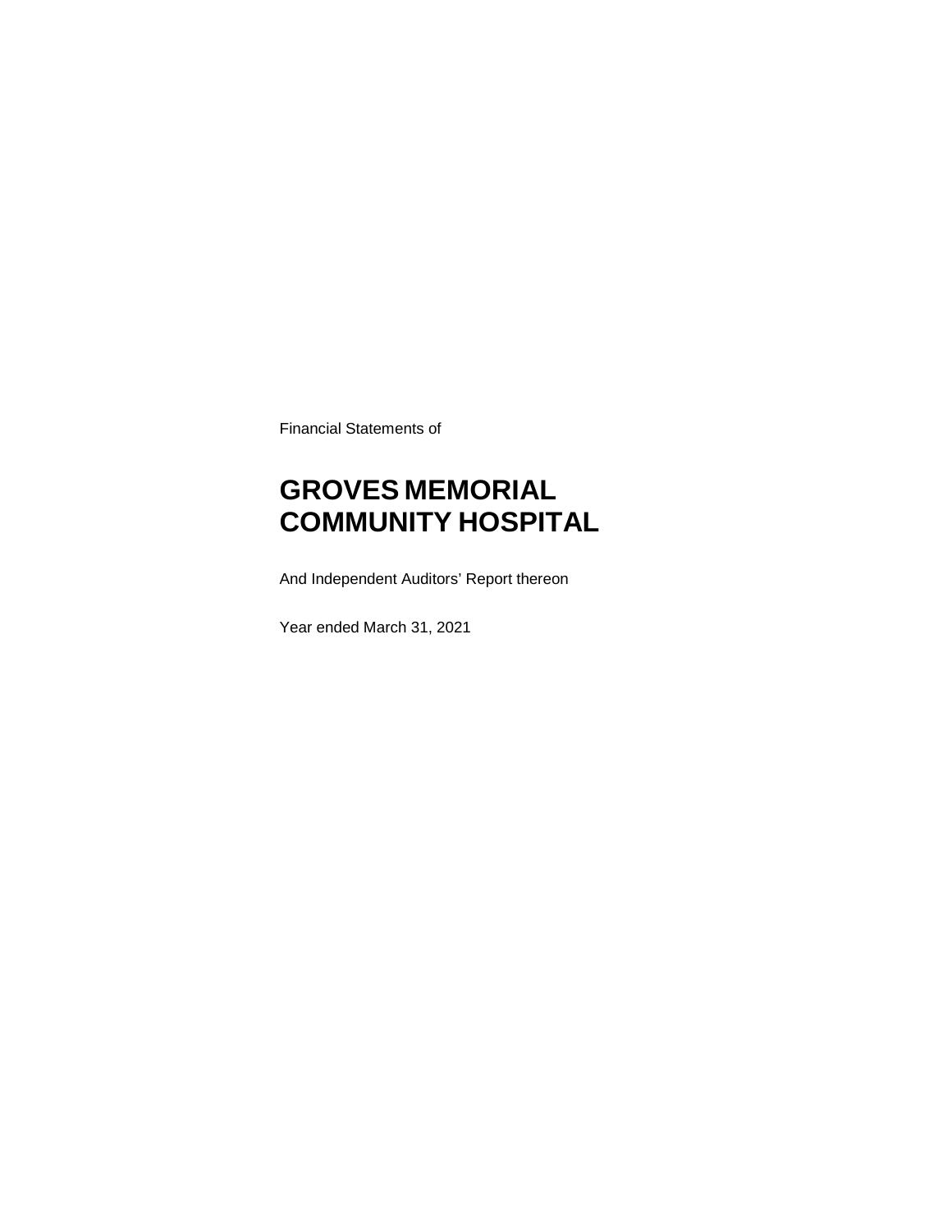Financial Statements of

# GROVES MEMORIAL COMMUNITY HOSPITAL

And Independent Auditors' Report thereon

Year ended March 31, 2021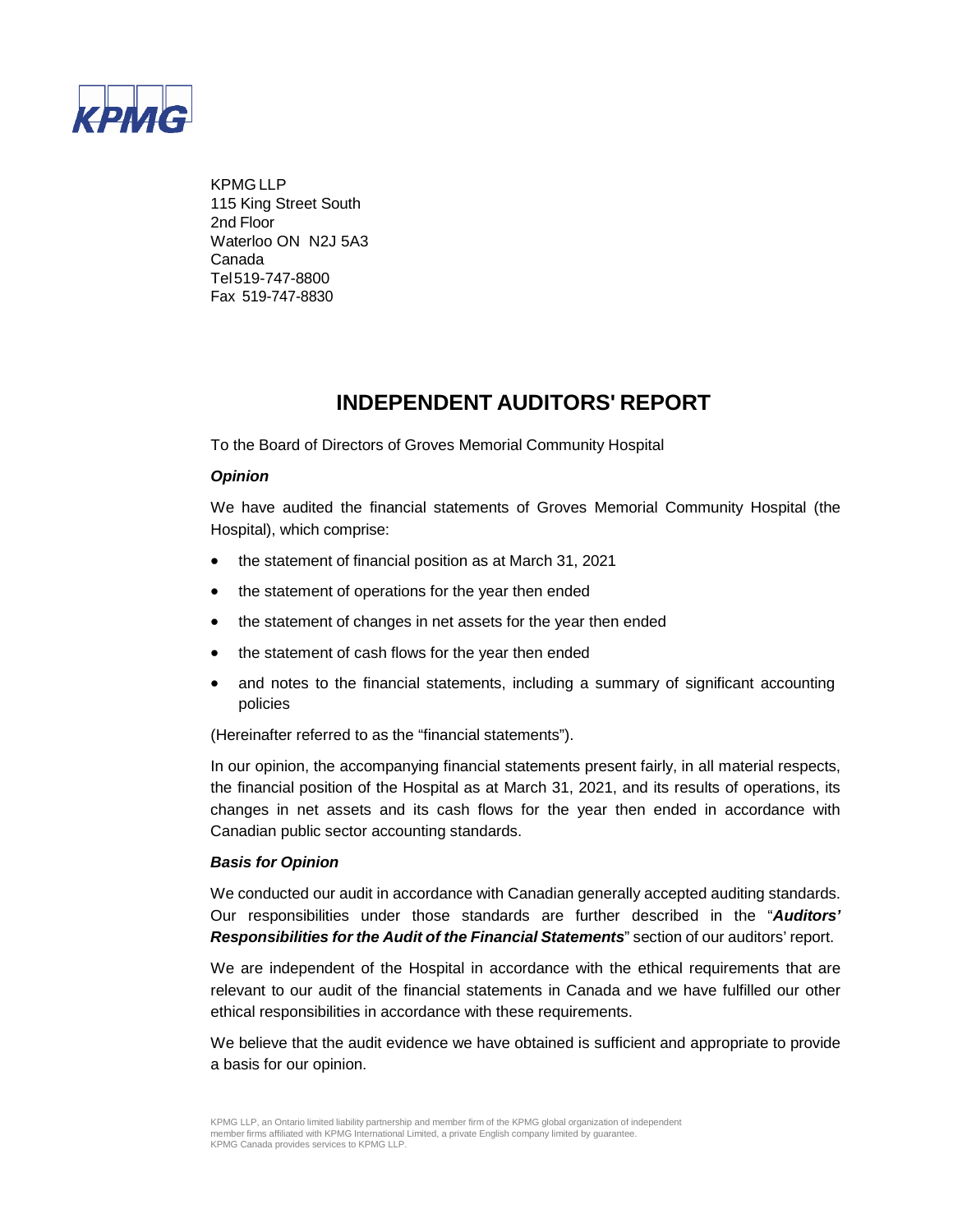KPMG LLP
115 King Street South
2nd Floor
Waterloo ON N2J 5A3
Canada
Tel 519-747-8800
Fax 519-747-8830

# INDEPENDENT AUDITORS' REPORT

To the Board of Directors of Groves Memorial Community Hospital

***Opinion***

We have audited the financial statements of Groves Memorial Community Hospital (the Hospital), which comprise:

- the statement of financial position as at March 31, 2021
- the statement of operations for the year then ended
- the statement of changes in net assets for the year then ended
- the statement of cash flows for the year then ended
- and notes to the financial statements, including a summary of significant accounting policies

(Hereinafter referred to as the "financial statements").

In our opinion, the accompanying financial statements present fairly, in all material respects, the financial position of the Hospital as at March 31, 2021, and its results of operations, its changes in net assets and its cash flows for the year then ended in accordance with Canadian public sector accounting standards.

***Basis for Opinion***

We conducted our audit in accordance with Canadian generally accepted auditing standards. Our responsibilities under those standards are further described in the "***Auditors' Responsibilities for the Audit of the Financial Statements***" section of our auditors' report.

We are independent of the Hospital in accordance with the ethical requirements that are relevant to our audit of the financial statements in Canada and we have fulfilled our other ethical responsibilities in accordance with these requirements.

We believe that the audit evidence we have obtained is sufficient and appropriate to provide a basis for our opinion.

KPMG LLP, an Ontario limited liability partnership and member firm of the KPMG global organization of independent member firms affiliated with KPMG International Limited, a private English company limited by guarantee. KPMG Canada provides services to KPMG LLP.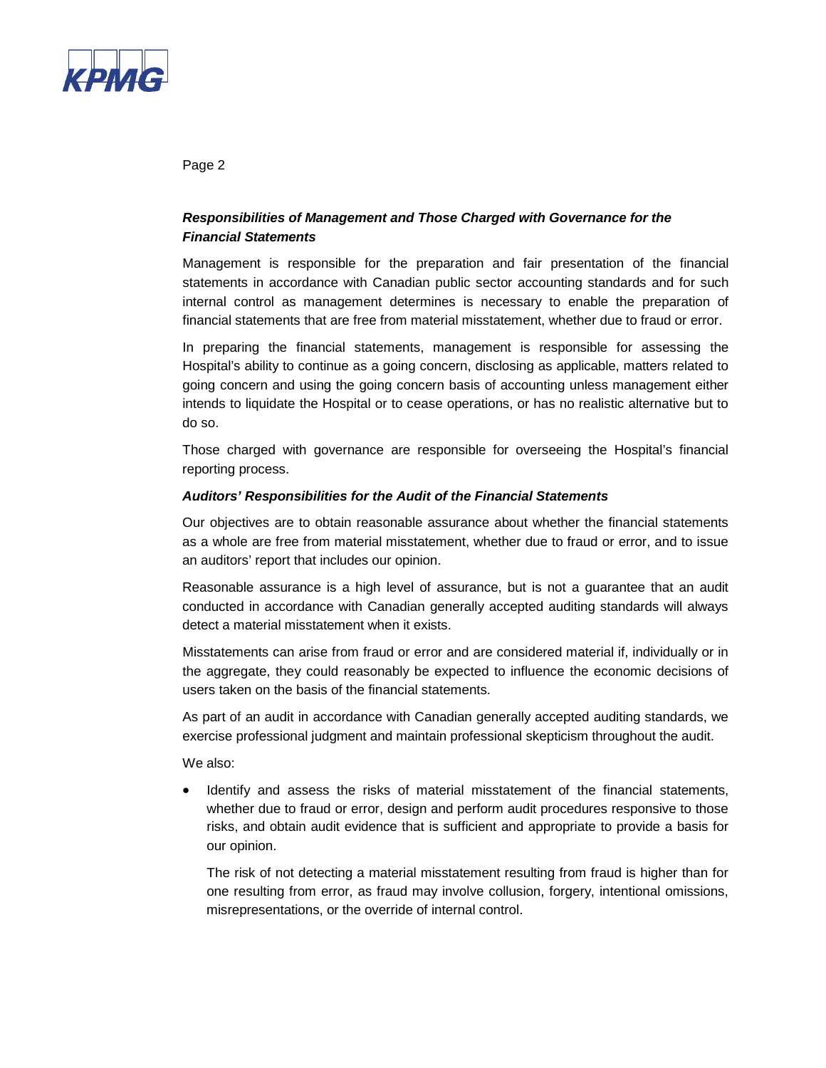### *Responsibilities of Management and Those Charged with Governance for the Financial Statements*

Management is responsible for the preparation and fair presentation of the financial statements in accordance with Canadian public sector accounting standards and for such internal control as management determines is necessary to enable the preparation of financial statements that are free from material misstatement, whether due to fraud or error.

In preparing the financial statements, management is responsible for assessing the Hospital's ability to continue as a going concern, disclosing as applicable, matters related to going concern and using the going concern basis of accounting unless management either intends to liquidate the Hospital or to cease operations, or has no realistic alternative but to do so.

Those charged with governance are responsible for overseeing the Hospital's financial reporting process.

### *Auditors' Responsibilities for the Audit of the Financial Statements*

Our objectives are to obtain reasonable assurance about whether the financial statements as a whole are free from material misstatement, whether due to fraud or error, and to issue an auditors' report that includes our opinion.

Reasonable assurance is a high level of assurance, but is not a guarantee that an audit conducted in accordance with Canadian generally accepted auditing standards will always detect a material misstatement when it exists.

Misstatements can arise from fraud or error and are considered material if, individually or in the aggregate, they could reasonably be expected to influence the economic decisions of users taken on the basis of the financial statements.

As part of an audit in accordance with Canadian generally accepted auditing standards, we exercise professional judgment and maintain professional skepticism throughout the audit.

We also:

- Identify and assess the risks of material misstatement of the financial statements, whether due to fraud or error, design and perform audit procedures responsive to those risks, and obtain audit evidence that is sufficient and appropriate to provide a basis for our opinion.

  The risk of not detecting a material misstatement resulting from fraud is higher than for one resulting from error, as fraud may involve collusion, forgery, intentional omissions, misrepresentations, or the override of internal control.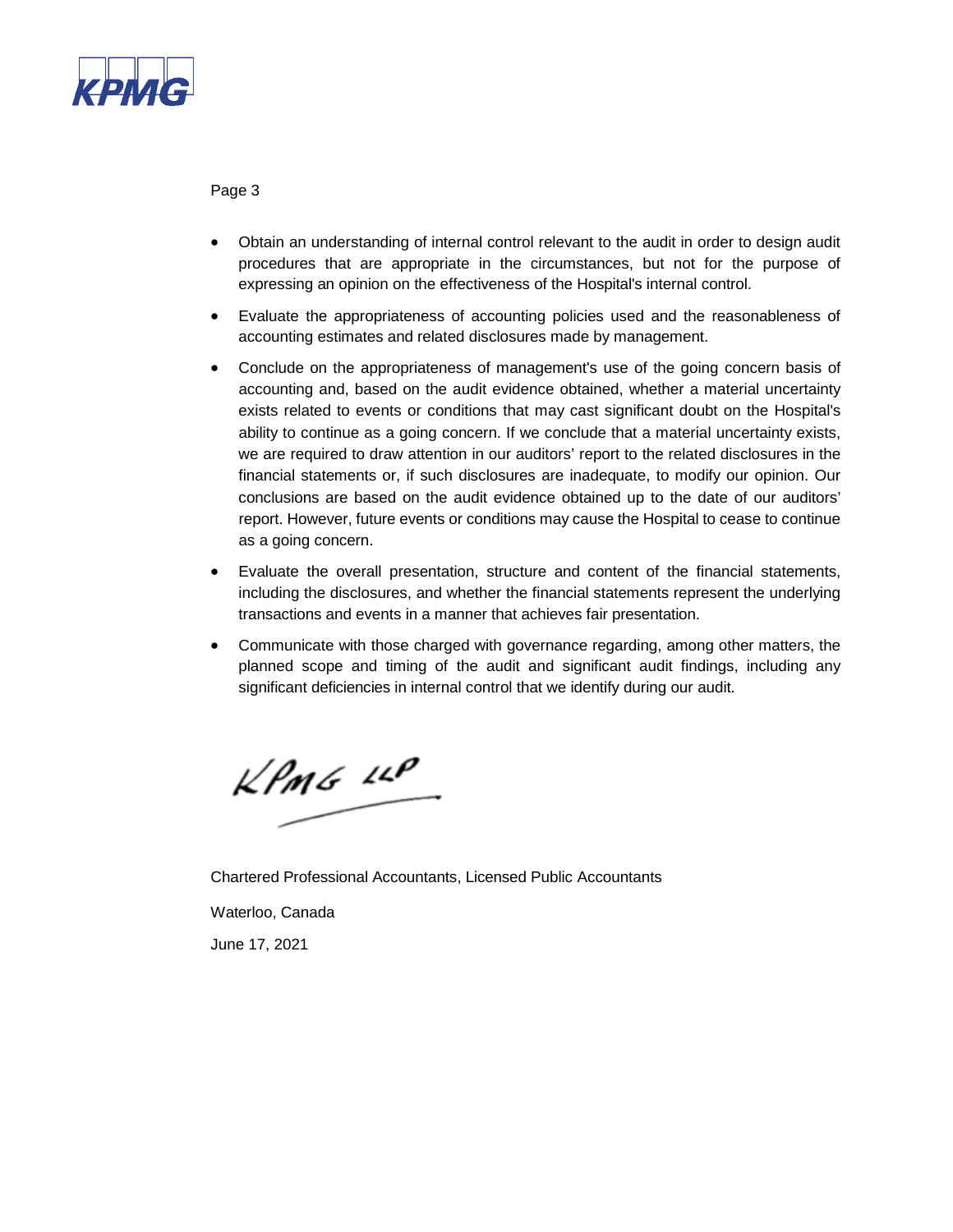- Obtain an understanding of internal control relevant to the audit in order to design audit procedures that are appropriate in the circumstances, but not for the purpose of expressing an opinion on the effectiveness of the Hospital's internal control.
- Evaluate the appropriateness of accounting policies used and the reasonableness of accounting estimates and related disclosures made by management.
- Conclude on the appropriateness of management's use of the going concern basis of accounting and, based on the audit evidence obtained, whether a material uncertainty exists related to events or conditions that may cast significant doubt on the Hospital's ability to continue as a going concern. If we conclude that a material uncertainty exists, we are required to draw attention in our auditors' report to the related disclosures in the financial statements or, if such disclosures are inadequate, to modify our opinion. Our conclusions are based on the audit evidence obtained up to the date of our auditors' report. However, future events or conditions may cause the Hospital to cease to continue as a going concern.
- Evaluate the overall presentation, structure and content of the financial statements, including the disclosures, and whether the financial statements represent the underlying transactions and events in a manner that achieves fair presentation.
- Communicate with those charged with governance regarding, among other matters, the planned scope and timing of the audit and significant audit findings, including any significant deficiencies in internal control that we identify during our audit.

KPMG LLP

Chartered Professional Accountants, Licensed Public Accountants

Waterloo, Canada

June 17, 2021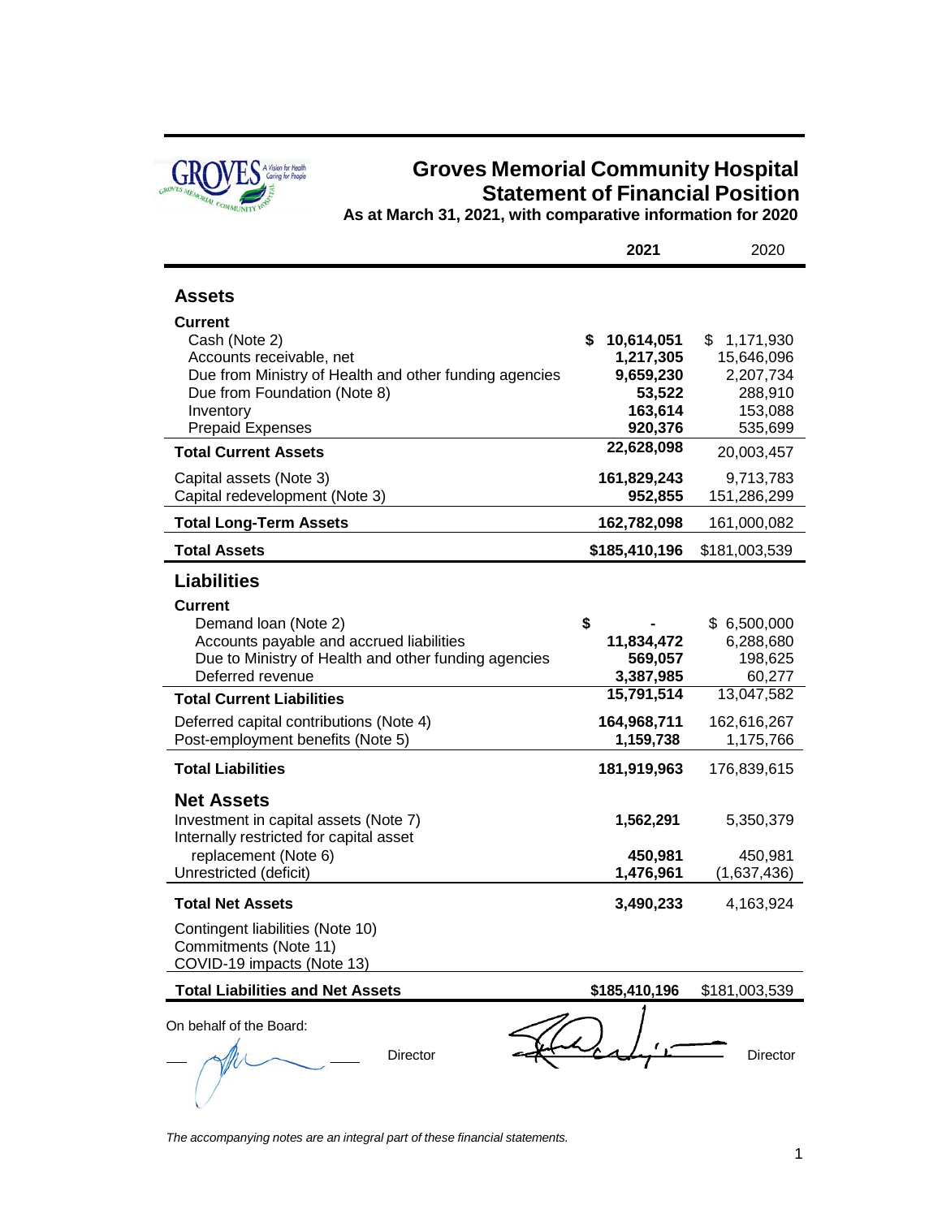# Groves Memorial Community Hospital
## Statement of Financial Position
**As at March 31, 2021, with comparative information for 2020**

| | **2021** | 2020 |
|---|---|---|
| **Assets** | | |
| **Current** | | |
| Cash (Note 2) | **$ 10,614,051** | $ 1,171,930 |
| Accounts receivable, net | **1,217,305** | 15,646,096 |
| Due from Ministry of Health and other funding agencies | **9,659,230** | 2,207,734 |
| Due from Foundation (Note 8) | **53,522** | 288,910 |
| Inventory | **163,614** | 153,088 |
| Prepaid Expenses | **920,376** | 535,699 |
| **Total Current Assets** | **22,628,098** | 20,003,457 |
| Capital assets (Note 3) | **161,829,243** | 9,713,783 |
| Capital redevelopment (Note 3) | **952,855** | 151,286,299 |
| **Total Long-Term Assets** | **162,782,098** | 161,000,082 |
| **Total Assets** | **$185,410,196** | $181,003,539 |
| **Liabilities** | | |
| **Current** | | |
| Demand loan (Note 2) | **$ -** | $ 6,500,000 |
| Accounts payable and accrued liabilities | **11,834,472** | 6,288,680 |
| Due to Ministry of Health and other funding agencies | **569,057** | 198,625 |
| Deferred revenue | **3,387,985** | 60,277 |
| **Total Current Liabilities** | **15,791,514** | 13,047,582 |
| Deferred capital contributions (Note 4) | **164,968,711** | 162,616,267 |
| Post-employment benefits (Note 5) | **1,159,738** | 1,175,766 |
| **Total Liabilities** | **181,919,963** | 176,839,615 |
| **Net Assets** | | |
| Investment in capital assets (Note 7) | **1,562,291** | 5,350,379 |
| Internally restricted for capital asset replacement (Note 6) | **450,981** | 450,981 |
| Unrestricted (deficit) | **1,476,961** | (1,637,436) |
| **Total Net Assets** | **3,490,233** | 4,163,924 |
| Contingent liabilities (Note 10) | | |
| Commitments (Note 11) | | |
| COVID-19 impacts (Note 13) | | |
| **Total Liabilities and Net Assets** | **$185,410,196** | $181,003,539 |

On behalf of the Board:

\_\_\_\_\_\_\_\_\_\_\_\_\_\_\_\_ Director &nbsp;&nbsp;&nbsp;&nbsp; \_\_\_\_\_\_\_\_\_\_\_\_\_\_\_\_ Director

*The accompanying notes are an integral part of these financial statements.*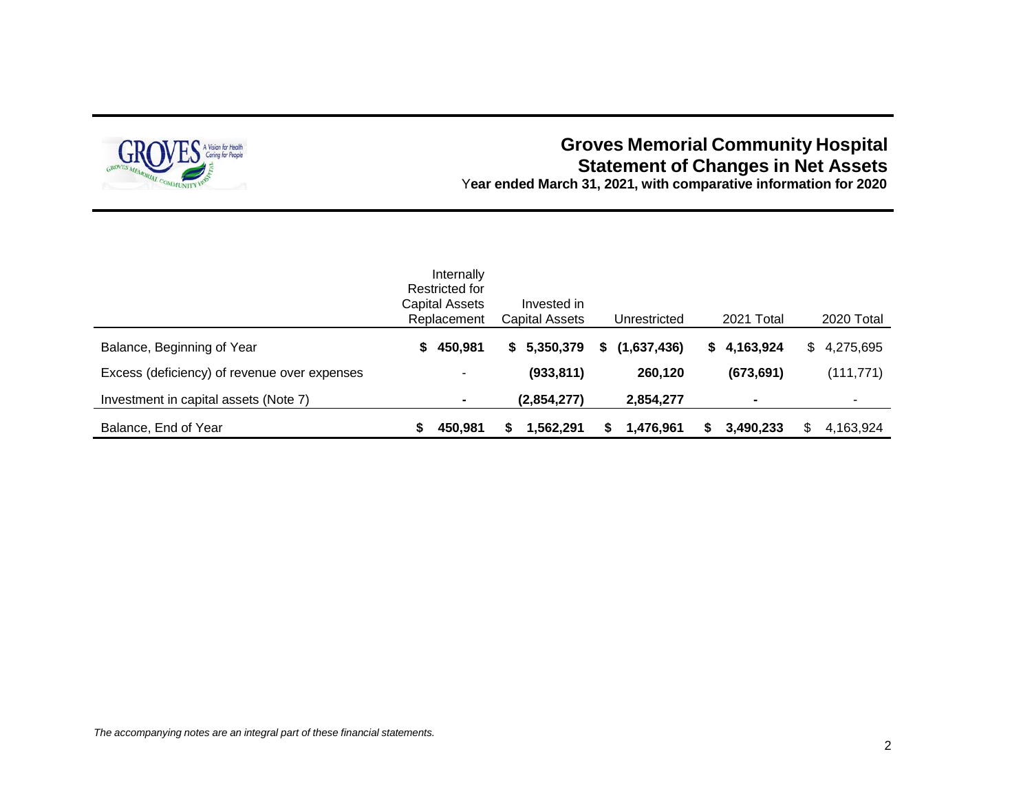# Groves Memorial Community Hospital

## Statement of Changes in Net Assets

**Year ended March 31, 2021, with comparative information for 2020**

| | Internally Restricted for Capital Assets Replacement | Invested in Capital Assets | Unrestricted | 2021 Total | 2020 Total |
|---|---|---|---|---|---|
| Balance, Beginning of Year | **$ 450,981** | **$ 5,350,379** | **$ (1,637,436)** | **$ 4,163,924** | $ 4,275,695 |
| Excess (deficiency) of revenue over expenses | - | **(933,811)** | **260,120** | **(673,691)** | (111,771) |
| Investment in capital assets (Note 7) | **-** | **(2,854,277)** | **2,854,277** | **-** | - |
| Balance, End of Year | **$ 450,981** | **$ 1,562,291** | **$ 1,476,961** | **$ 3,490,233** | $ 4,163,924 |

*The accompanying notes are an integral part of these financial statements.*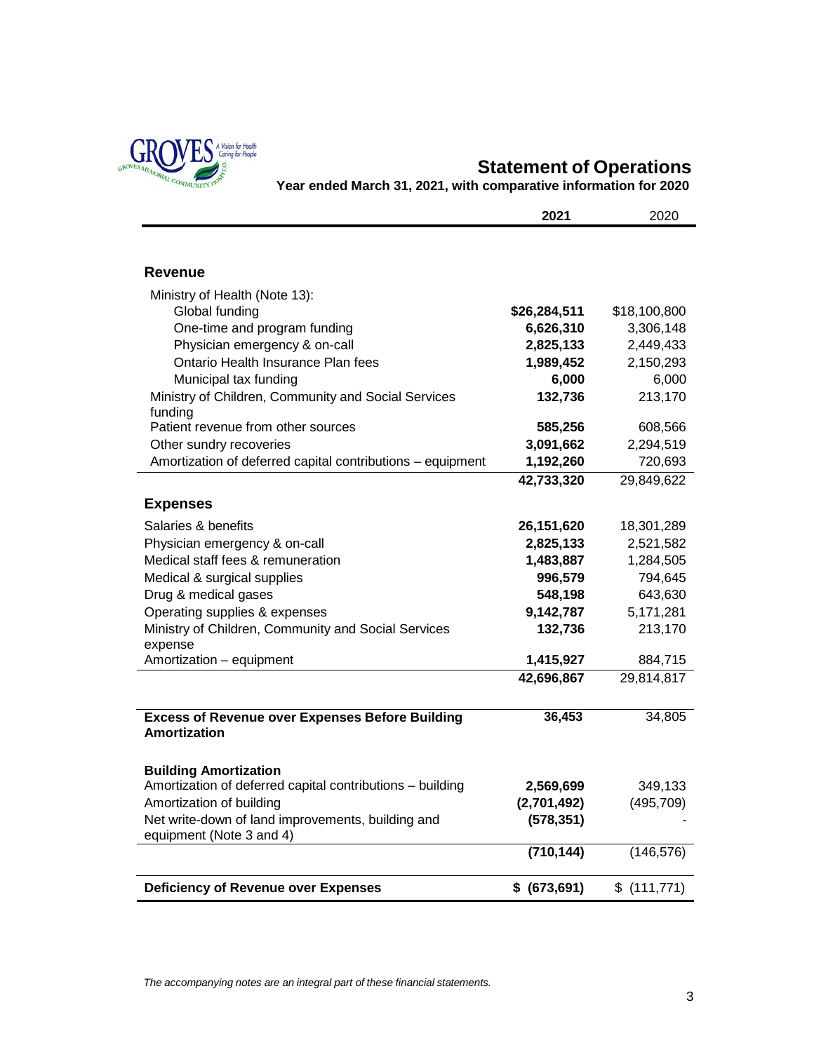# Statement of Operations

**Year ended March 31, 2021, with comparative information for 2020**

| | **2021** | 2020 |
|---|---|---|
| **Revenue** | | |
| Ministry of Health (Note 13): | | |
| Global funding | **$26,284,511** | $18,100,800 |
| One-time and program funding | **6,626,310** | 3,306,148 |
| Physician emergency & on-call | **2,825,133** | 2,449,433 |
| Ontario Health Insurance Plan fees | **1,989,452** | 2,150,293 |
| Municipal tax funding | **6,000** | 6,000 |
| Ministry of Children, Community and Social Services funding | **132,736** | 213,170 |
| Patient revenue from other sources | **585,256** | 608,566 |
| Other sundry recoveries | **3,091,662** | 2,294,519 |
| Amortization of deferred capital contributions – equipment | **1,192,260** | 720,693 |
| | **42,733,320** | 29,849,622 |
| **Expenses** | | |
| Salaries & benefits | **26,151,620** | 18,301,289 |
| Physician emergency & on-call | **2,825,133** | 2,521,582 |
| Medical staff fees & remuneration | **1,483,887** | 1,284,505 |
| Medical & surgical supplies | **996,579** | 794,645 |
| Drug & medical gases | **548,198** | 643,630 |
| Operating supplies & expenses | **9,142,787** | 5,171,281 |
| Ministry of Children, Community and Social Services expense | **132,736** | 213,170 |
| Amortization – equipment | **1,415,927** | 884,715 |
| | **42,696,867** | 29,814,817 |
| **Excess of Revenue over Expenses Before Building Amortization** | **36,453** | 34,805 |
| **Building Amortization** | | |
| Amortization of deferred capital contributions – building | **2,569,699** | 349,133 |
| Amortization of building | **(2,701,492)** | (495,709) |
| Net write-down of land improvements, building and equipment (Note 3 and 4) | **(578,351)** | - |
| | **(710,144)** | (146,576) |
| **Deficiency of Revenue over Expenses** | **$ (673,691)** | $ (111,771) |

*The accompanying notes are an integral part of these financial statements.*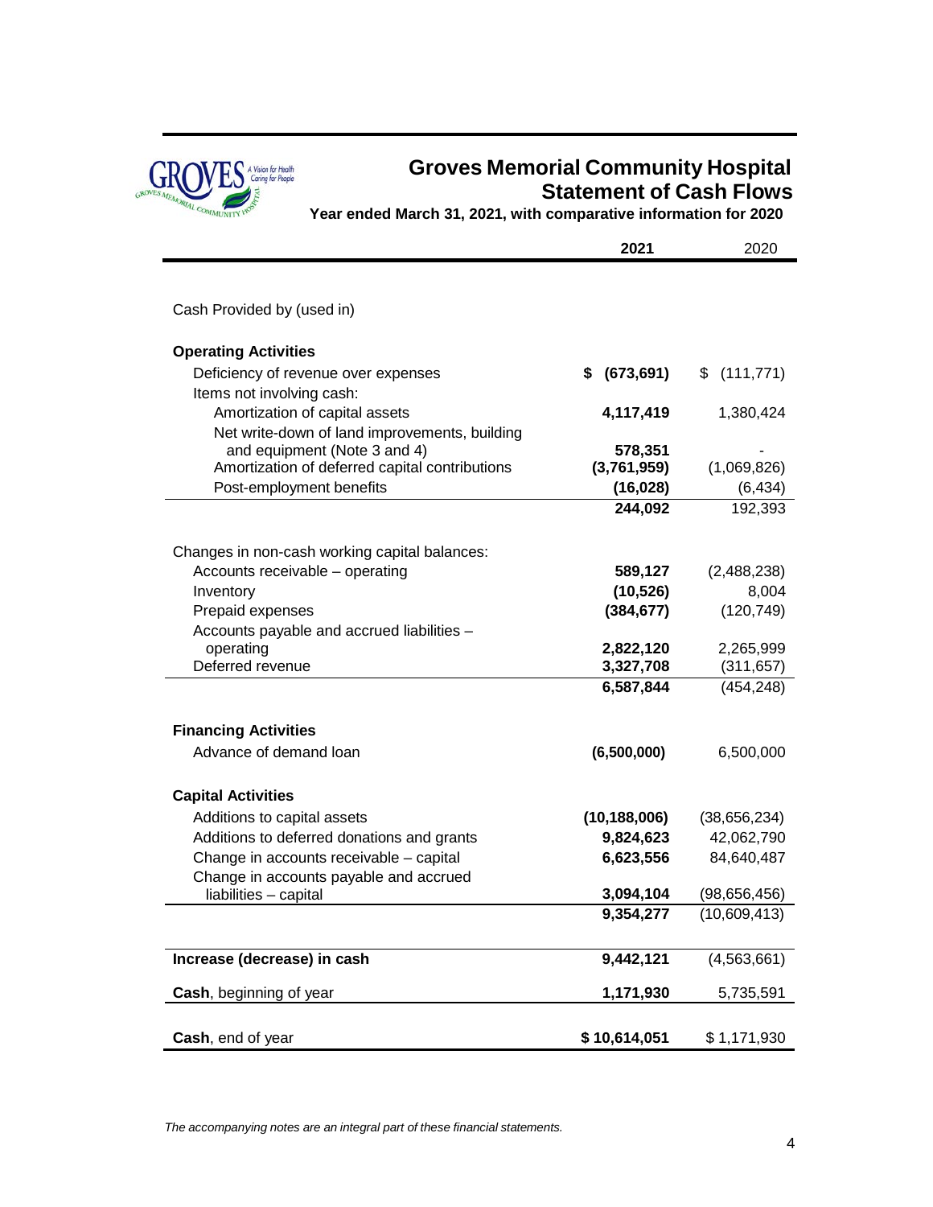# Groves Memorial Community Hospital
## Statement of Cash Flows
**Year ended March 31, 2021, with comparative information for 2020**

| | **2021** | 2020 |
|---|---|---|
| Cash Provided by (used in) | | |
| **Operating Activities** | | |
| Deficiency of revenue over expenses | **$ (673,691)** | $ (111,771) |
| Items not involving cash: | | |
| Amortization of capital assets | **4,117,419** | 1,380,424 |
| Net write-down of land improvements, building and equipment (Note 3 and 4) | **578,351** | - |
| Amortization of deferred capital contributions | **(3,761,959)** | (1,069,826) |
| Post-employment benefits | **(16,028)** | (6,434) |
| | **244,092** | 192,393 |
| Changes in non-cash working capital balances: | | |
| Accounts receivable – operating | **589,127** | (2,488,238) |
| Inventory | **(10,526)** | 8,004 |
| Prepaid expenses | **(384,677)** | (120,749) |
| Accounts payable and accrued liabilities – operating | **2,822,120** | 2,265,999 |
| Deferred revenue | **3,327,708** | (311,657) |
| | **6,587,844** | (454,248) |
| **Financing Activities** | | |
| Advance of demand loan | **(6,500,000)** | 6,500,000 |
| **Capital Activities** | | |
| Additions to capital assets | **(10,188,006)** | (38,656,234) |
| Additions to deferred donations and grants | **9,824,623** | 42,062,790 |
| Change in accounts receivable – capital | **6,623,556** | 84,640,487 |
| Change in accounts payable and accrued liabilities – capital | **3,094,104** | (98,656,456) |
| | **9,354,277** | (10,609,413) |
| **Increase (decrease) in cash** | **9,442,121** | (4,563,661) |
| **Cash**, beginning of year | **1,171,930** | 5,735,591 |
| **Cash**, end of year | **$ 10,614,051** | $ 1,171,930 |

*The accompanying notes are an integral part of these financial statements.*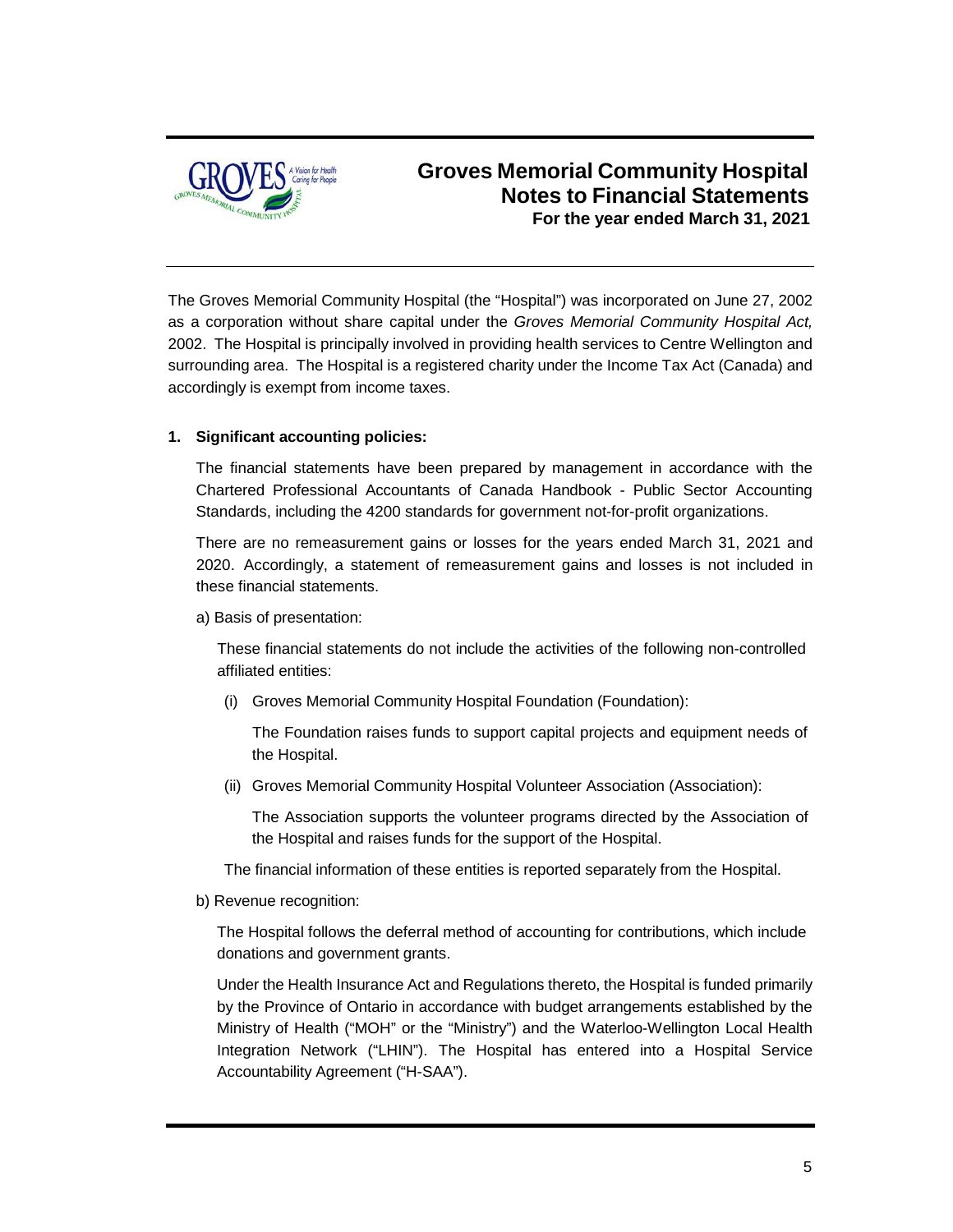The Groves Memorial Community Hospital (the "Hospital") was incorporated on June 27, 2002 as a corporation without share capital under the *Groves Memorial Community Hospital Act,* 2002. The Hospital is principally involved in providing health services to Centre Wellington and surrounding area. The Hospital is a registered charity under the Income Tax Act (Canada) and accordingly is exempt from income taxes.

**1. Significant accounting policies:**

The financial statements have been prepared by management in accordance with the Chartered Professional Accountants of Canada Handbook - Public Sector Accounting Standards, including the 4200 standards for government not-for-profit organizations.

There are no remeasurement gains or losses for the years ended March 31, 2021 and 2020. Accordingly, a statement of remeasurement gains and losses is not included in these financial statements.

a) Basis of presentation:

These financial statements do not include the activities of the following non-controlled affiliated entities:

(i) Groves Memorial Community Hospital Foundation (Foundation):

The Foundation raises funds to support capital projects and equipment needs of the Hospital.

(ii) Groves Memorial Community Hospital Volunteer Association (Association):

The Association supports the volunteer programs directed by the Association of the Hospital and raises funds for the support of the Hospital.

The financial information of these entities is reported separately from the Hospital.

b) Revenue recognition:

The Hospital follows the deferral method of accounting for contributions, which include donations and government grants.

Under the Health Insurance Act and Regulations thereto, the Hospital is funded primarily by the Province of Ontario in accordance with budget arrangements established by the Ministry of Health ("MOH" or the "Ministry") and the Waterloo-Wellington Local Health Integration Network ("LHIN"). The Hospital has entered into a Hospital Service Accountability Agreement ("H-SAA").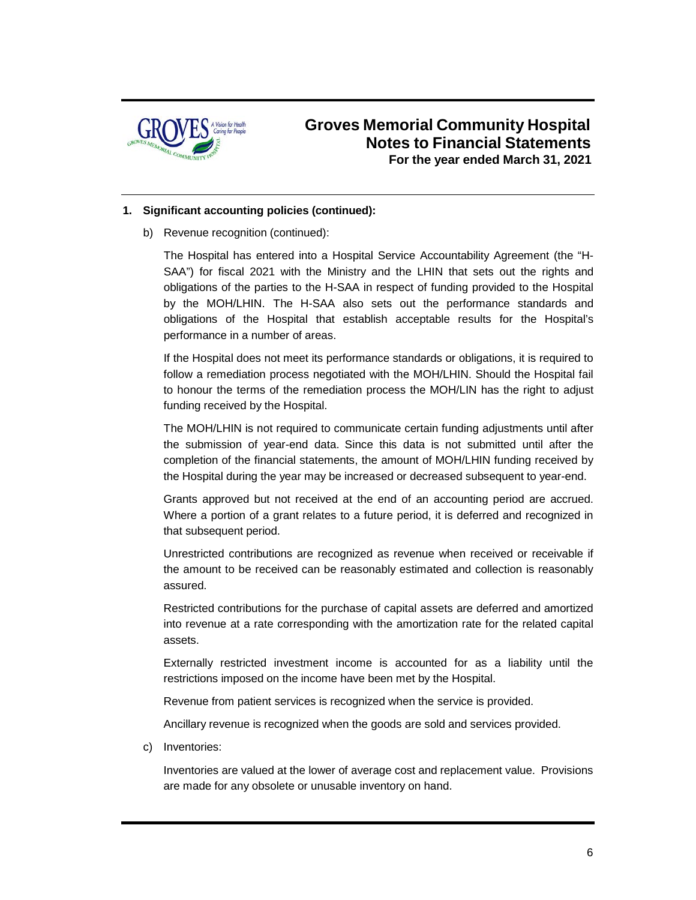**1. Significant accounting policies (continued):**

b) Revenue recognition (continued):

The Hospital has entered into a Hospital Service Accountability Agreement (the "H-SAA") for fiscal 2021 with the Ministry and the LHIN that sets out the rights and obligations of the parties to the H-SAA in respect of funding provided to the Hospital by the MOH/LHIN. The H-SAA also sets out the performance standards and obligations of the Hospital that establish acceptable results for the Hospital's performance in a number of areas.

If the Hospital does not meet its performance standards or obligations, it is required to follow a remediation process negotiated with the MOH/LHIN. Should the Hospital fail to honour the terms of the remediation process the MOH/LIN has the right to adjust funding received by the Hospital.

The MOH/LHIN is not required to communicate certain funding adjustments until after the submission of year-end data. Since this data is not submitted until after the completion of the financial statements, the amount of MOH/LHIN funding received by the Hospital during the year may be increased or decreased subsequent to year-end.

Grants approved but not received at the end of an accounting period are accrued. Where a portion of a grant relates to a future period, it is deferred and recognized in that subsequent period.

Unrestricted contributions are recognized as revenue when received or receivable if the amount to be received can be reasonably estimated and collection is reasonably assured.

Restricted contributions for the purchase of capital assets are deferred and amortized into revenue at a rate corresponding with the amortization rate for the related capital assets.

Externally restricted investment income is accounted for as a liability until the restrictions imposed on the income have been met by the Hospital.

Revenue from patient services is recognized when the service is provided.

Ancillary revenue is recognized when the goods are sold and services provided.

c) Inventories:

Inventories are valued at the lower of average cost and replacement value. Provisions are made for any obsolete or unusable inventory on hand.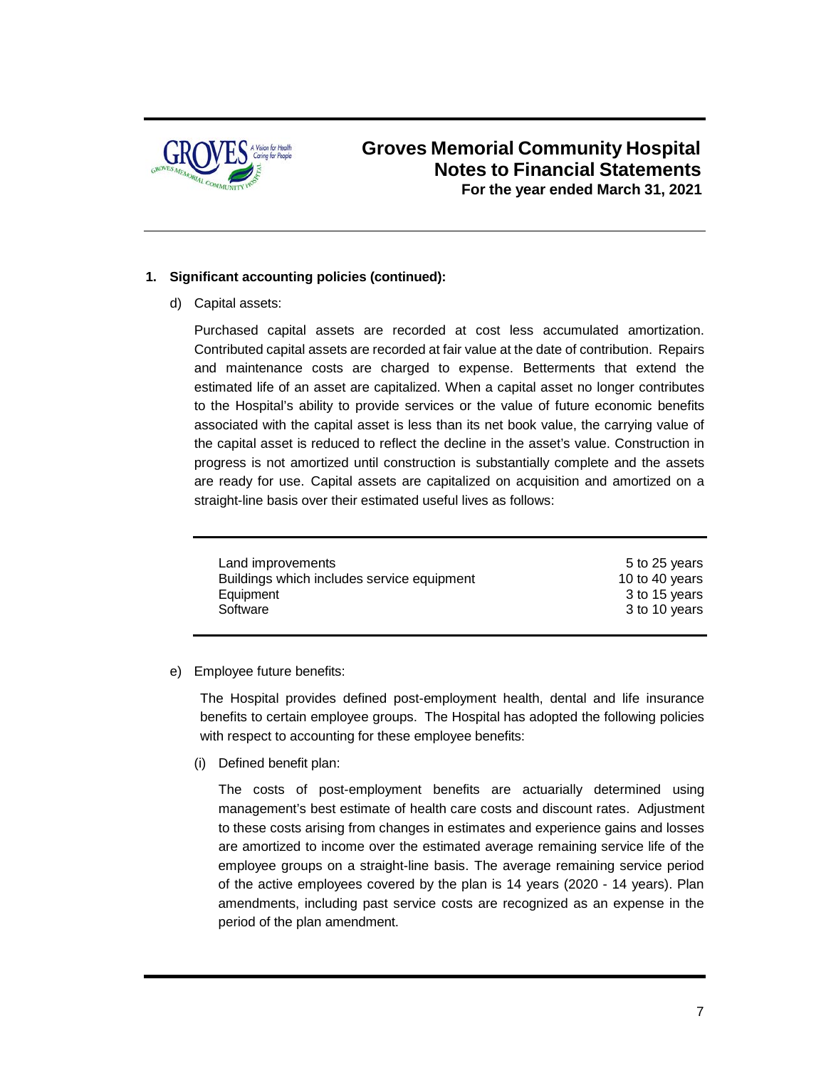**1. Significant accounting policies (continued):**

d) Capital assets:

Purchased capital assets are recorded at cost less accumulated amortization. Contributed capital assets are recorded at fair value at the date of contribution. Repairs and maintenance costs are charged to expense. Betterments that extend the estimated life of an asset are capitalized. When a capital asset no longer contributes to the Hospital's ability to provide services or the value of future economic benefits associated with the capital asset is less than its net book value, the carrying value of the capital asset is reduced to reflect the decline in the asset's value. Construction in progress is not amortized until construction is substantially complete and the assets are ready for use. Capital assets are capitalized on acquisition and amortized on a straight-line basis over their estimated useful lives as follows:

| | |
|---|---|
| Land improvements | 5 to 25 years |
| Buildings which includes service equipment | 10 to 40 years |
| Equipment | 3 to 15 years |
| Software | 3 to 10 years |

e) Employee future benefits:

The Hospital provides defined post-employment health, dental and life insurance benefits to certain employee groups. The Hospital has adopted the following policies with respect to accounting for these employee benefits:

(i) Defined benefit plan:

The costs of post-employment benefits are actuarially determined using management's best estimate of health care costs and discount rates. Adjustment to these costs arising from changes in estimates and experience gains and losses are amortized to income over the estimated average remaining service life of the employee groups on a straight-line basis. The average remaining service period of the active employees covered by the plan is 14 years (2020 - 14 years). Plan amendments, including past service costs are recognized as an expense in the period of the plan amendment.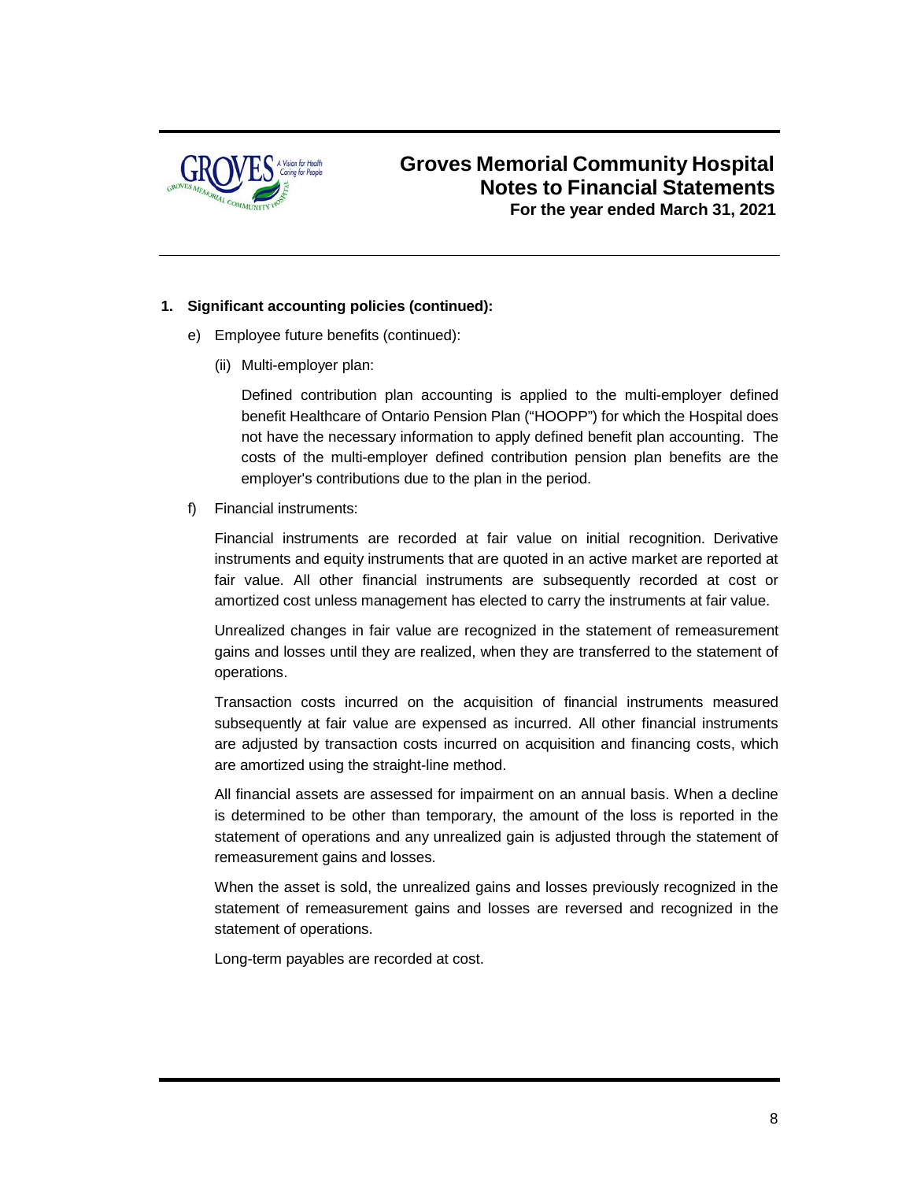## 1. Significant accounting policies (continued):

e) Employee future benefits (continued):

(ii) Multi-employer plan:

Defined contribution plan accounting is applied to the multi-employer defined benefit Healthcare of Ontario Pension Plan ("HOOPP") for which the Hospital does not have the necessary information to apply defined benefit plan accounting. The costs of the multi-employer defined contribution pension plan benefits are the employer's contributions due to the plan in the period.

f) Financial instruments:

Financial instruments are recorded at fair value on initial recognition. Derivative instruments and equity instruments that are quoted in an active market are reported at fair value. All other financial instruments are subsequently recorded at cost or amortized cost unless management has elected to carry the instruments at fair value.

Unrealized changes in fair value are recognized in the statement of remeasurement gains and losses until they are realized, when they are transferred to the statement of operations.

Transaction costs incurred on the acquisition of financial instruments measured subsequently at fair value are expensed as incurred. All other financial instruments are adjusted by transaction costs incurred on acquisition and financing costs, which are amortized using the straight-line method.

All financial assets are assessed for impairment on an annual basis. When a decline is determined to be other than temporary, the amount of the loss is reported in the statement of operations and any unrealized gain is adjusted through the statement of remeasurement gains and losses.

When the asset is sold, the unrealized gains and losses previously recognized in the statement of remeasurement gains and losses are reversed and recognized in the statement of operations.

Long-term payables are recorded at cost.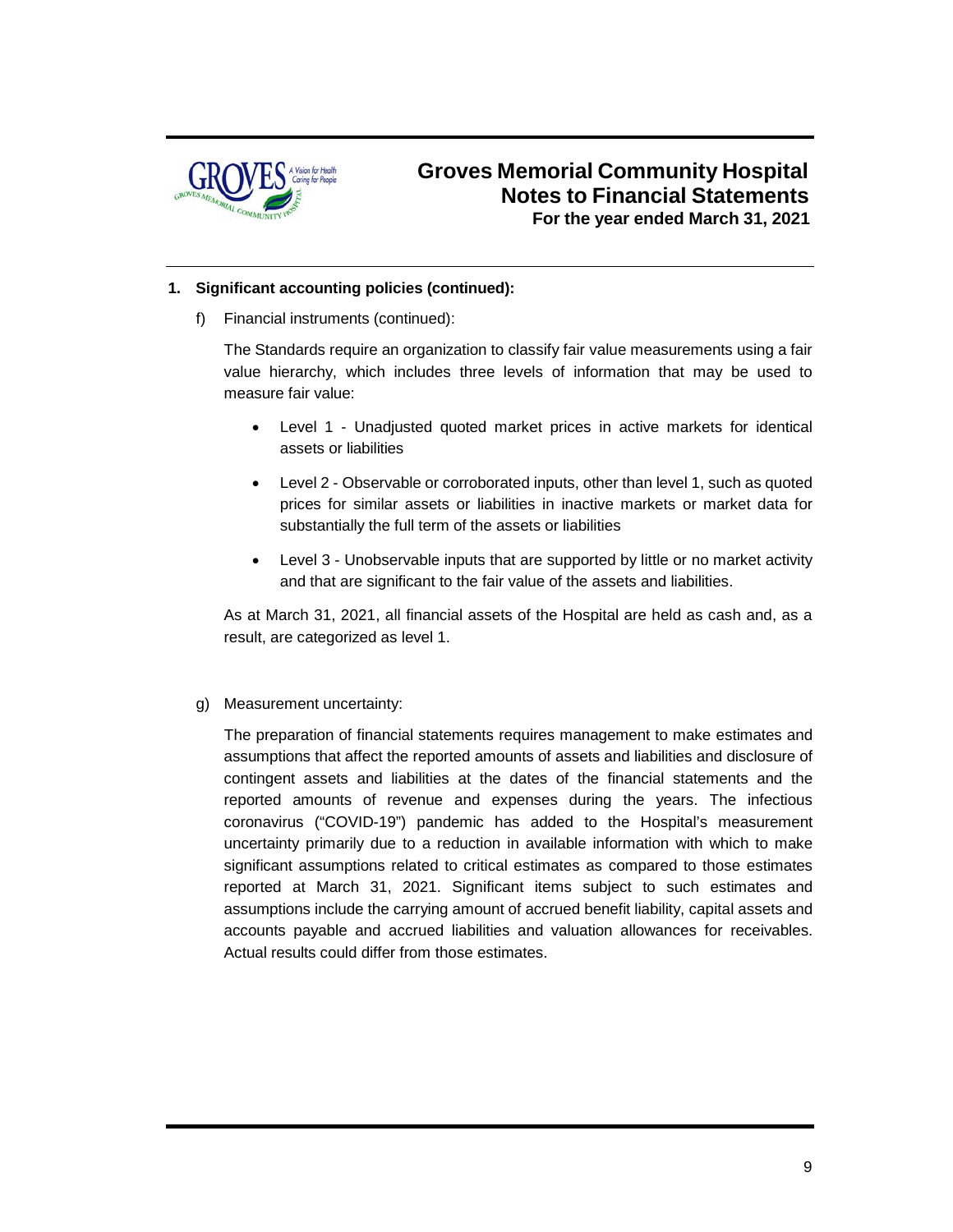## 1. Significant accounting policies (continued):

f) Financial instruments (continued):

The Standards require an organization to classify fair value measurements using a fair value hierarchy, which includes three levels of information that may be used to measure fair value:

- Level 1 - Unadjusted quoted market prices in active markets for identical assets or liabilities
- Level 2 - Observable or corroborated inputs, other than level 1, such as quoted prices for similar assets or liabilities in inactive markets or market data for substantially the full term of the assets or liabilities
- Level 3 - Unobservable inputs that are supported by little or no market activity and that are significant to the fair value of the assets and liabilities.

As at March 31, 2021, all financial assets of the Hospital are held as cash and, as a result, are categorized as level 1.

g) Measurement uncertainty:

The preparation of financial statements requires management to make estimates and assumptions that affect the reported amounts of assets and liabilities and disclosure of contingent assets and liabilities at the dates of the financial statements and the reported amounts of revenue and expenses during the years. The infectious coronavirus ("COVID-19") pandemic has added to the Hospital's measurement uncertainty primarily due to a reduction in available information with which to make significant assumptions related to critical estimates as compared to those estimates reported at March 31, 2021. Significant items subject to such estimates and assumptions include the carrying amount of accrued benefit liability, capital assets and accounts payable and accrued liabilities and valuation allowances for receivables. Actual results could differ from those estimates.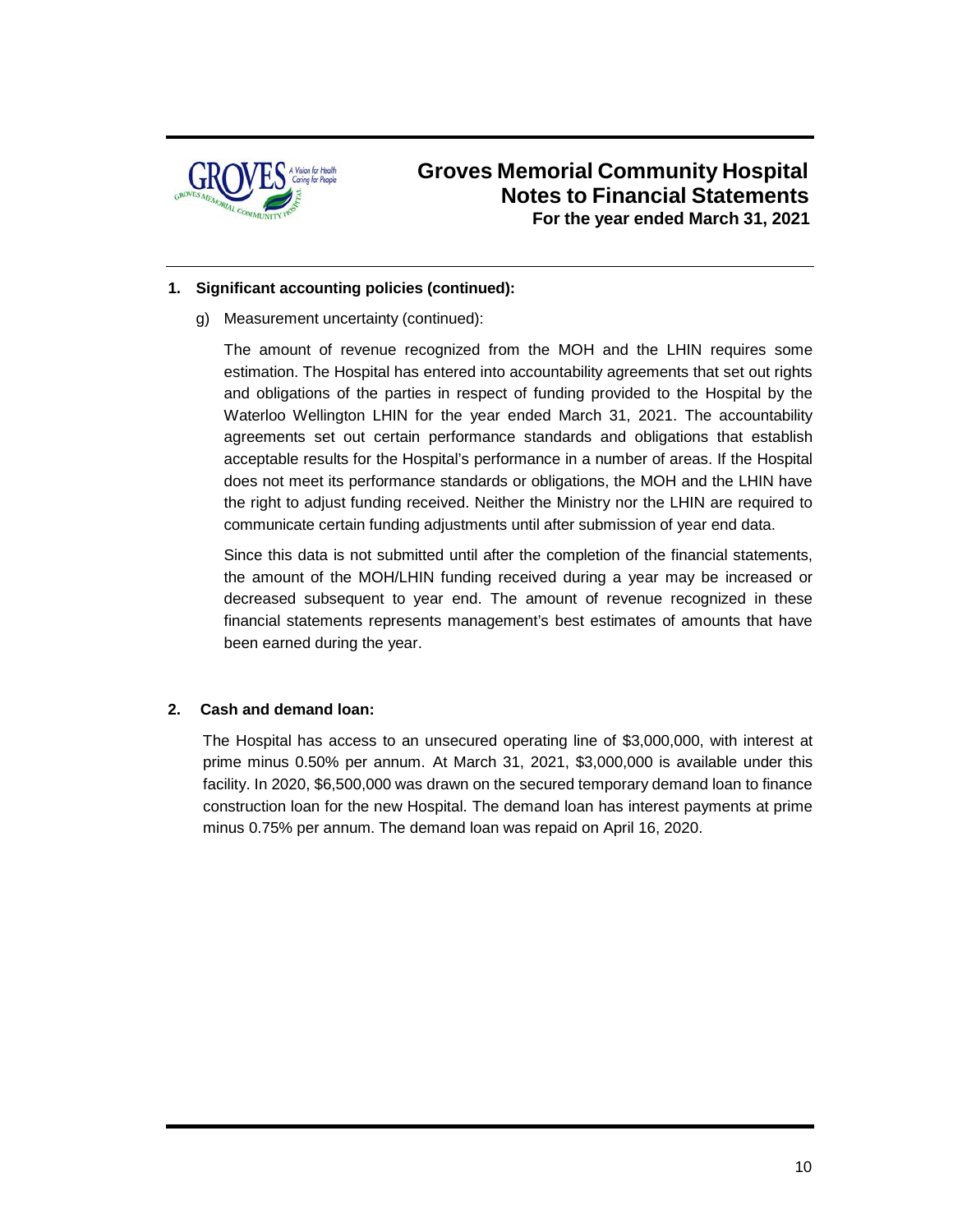## 1. Significant accounting policies (continued):

g) Measurement uncertainty (continued):

The amount of revenue recognized from the MOH and the LHIN requires some estimation. The Hospital has entered into accountability agreements that set out rights and obligations of the parties in respect of funding provided to the Hospital by the Waterloo Wellington LHIN for the year ended March 31, 2021. The accountability agreements set out certain performance standards and obligations that establish acceptable results for the Hospital's performance in a number of areas. If the Hospital does not meet its performance standards or obligations, the MOH and the LHIN have the right to adjust funding received. Neither the Ministry nor the LHIN are required to communicate certain funding adjustments until after submission of year end data.

Since this data is not submitted until after the completion of the financial statements, the amount of the MOH/LHIN funding received during a year may be increased or decreased subsequent to year end. The amount of revenue recognized in these financial statements represents management's best estimates of amounts that have been earned during the year.

## 2. Cash and demand loan:

The Hospital has access to an unsecured operating line of $3,000,000, with interest at prime minus 0.50% per annum. At March 31, 2021, $3,000,000 is available under this facility. In 2020, $6,500,000 was drawn on the secured temporary demand loan to finance construction loan for the new Hospital. The demand loan has interest payments at prime minus 0.75% per annum. The demand loan was repaid on April 16, 2020.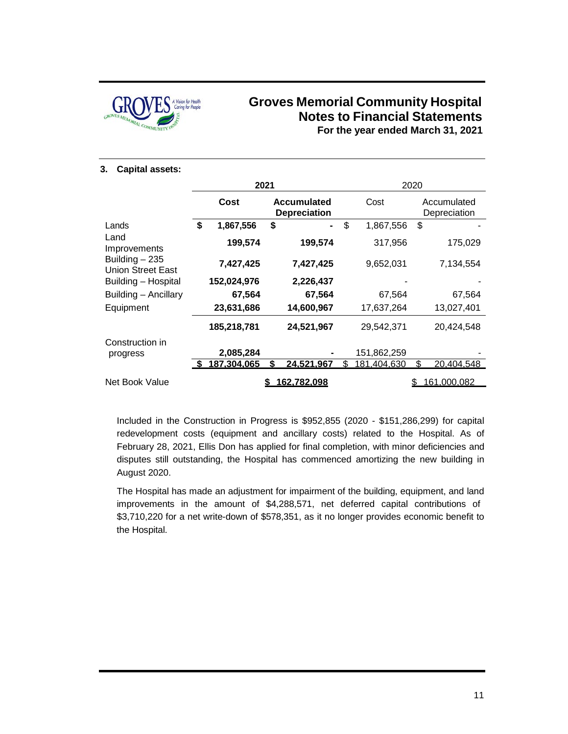### 3. Capital assets:

| | 2021 | | 2020 | |
|---|---|---|---|---|
| | **Cost** | **Accumulated Depreciation** | Cost | Accumulated Depreciation |
| Lands | **$ 1,867,556** | **$ -** | $ 1,867,556 | $ - |
| Land Improvements | **199,574** | **199,574** | 317,956 | 175,029 |
| Building – 235 Union Street East | **7,427,425** | **7,427,425** | 9,652,031 | 7,134,554 |
| Building – Hospital | **152,024,976** | **2,226,437** | - | - |
| Building – Ancillary | **67,564** | **67,564** | 67,564 | 67,564 |
| Equipment | **23,631,686** | **14,600,967** | 17,637,264 | 13,027,401 |
| | **185,218,781** | **24,521,967** | 29,542,371 | 20,424,548 |
| Construction in progress | **2,085,284** | **-** | 151,862,259 | - |
| | **$ 187,304,065** | **$ 24,521,967** | $ 181,404,630 | $ 20,404,548 |
| Net Book Value | | **$ 162,782,098** | | $ 161,000,082 |

Included in the Construction in Progress is $952,855 (2020 - $151,286,299) for capital redevelopment costs (equipment and ancillary costs) related to the Hospital. As of February 28, 2021, Ellis Don has applied for final completion, with minor deficiencies and disputes still outstanding, the Hospital has commenced amortizing the new building in August 2020.

The Hospital has made an adjustment for impairment of the building, equipment, and land improvements in the amount of $4,288,571, net deferred capital contributions of $3,710,220 for a net write-down of $578,351, as it no longer provides economic benefit to the Hospital.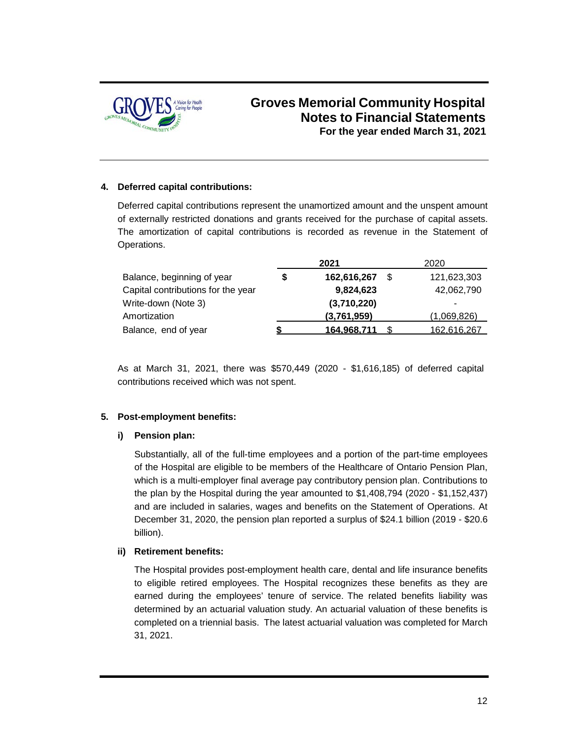## 4. Deferred capital contributions:

Deferred capital contributions represent the unamortized amount and the unspent amount of externally restricted donations and grants received for the purchase of capital assets. The amortization of capital contributions is recorded as revenue in the Statement of Operations.

| | 2021 | 2020 |
|---|---|---|
| Balance, beginning of year | $ **162,616,267** | $ 121,623,303 |
| Capital contributions for the year | **9,824,623** | 42,062,790 |
| Write-down (Note 3) | **(3,710,220)** | - |
| Amortization | **(3,761,959)** | (1,069,826) |
| Balance, end of year | $ **164,968,711** | $ 162,616,267 |

As at March 31, 2021, there was $570,449 (2020 - $1,616,185) of deferred capital contributions received which was not spent.

## 5. Post-employment benefits:

### i) Pension plan:

Substantially, all of the full-time employees and a portion of the part-time employees of the Hospital are eligible to be members of the Healthcare of Ontario Pension Plan, which is a multi-employer final average pay contributory pension plan. Contributions to the plan by the Hospital during the year amounted to $1,408,794 (2020 - $1,152,437) and are included in salaries, wages and benefits on the Statement of Operations. At December 31, 2020, the pension plan reported a surplus of $24.1 billion (2019 - $20.6 billion).

### ii) Retirement benefits:

The Hospital provides post-employment health care, dental and life insurance benefits to eligible retired employees. The Hospital recognizes these benefits as they are earned during the employees' tenure of service. The related benefits liability was determined by an actuarial valuation study. An actuarial valuation of these benefits is completed on a triennial basis. The latest actuarial valuation was completed for March 31, 2021.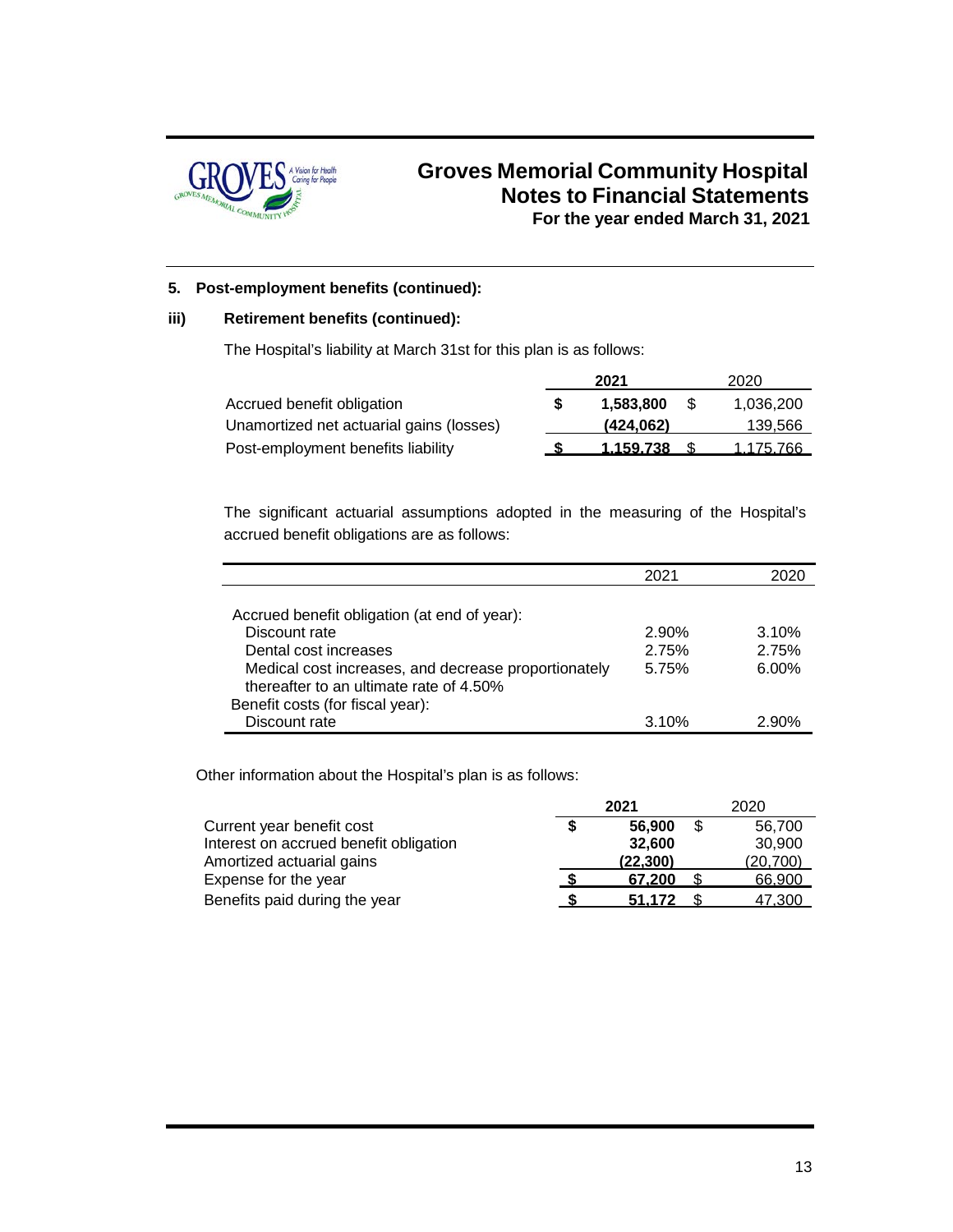**5. Post-employment benefits (continued):**

**iii) Retirement benefits (continued):**

The Hospital's liability at March 31st for this plan is as follows:

| | **2021** | 2020 |
|---|---|---|
| Accrued benefit obligation | **$ 1,583,800** | $ 1,036,200 |
| Unamortized net actuarial gains (losses) | **(424,062)** | 139,566 |
| Post-employment benefits liability | **$ 1,159,738** | $ 1,175,766 |

The significant actuarial assumptions adopted in the measuring of the Hospital's accrued benefit obligations are as follows:

| | 2021 | 2020 |
|---|---|---|
| Accrued benefit obligation (at end of year): | | |
| Discount rate | 2.90% | 3.10% |
| Dental cost increases | 2.75% | 2.75% |
| Medical cost increases, and decrease proportionately thereafter to an ultimate rate of 4.50% | 5.75% | 6.00% |
| Benefit costs (for fiscal year): | | |
| Discount rate | 3.10% | 2.90% |

Other information about the Hospital's plan is as follows:

| | **2021** | 2020 |
|---|---|---|
| Current year benefit cost | **$ 56,900** | $ 56,700 |
| Interest on accrued benefit obligation | **32,600** | 30,900 |
| Amortized actuarial gains | **(22,300)** | (20,700) |
| Expense for the year | **$ 67,200** | $ 66,900 |
| Benefits paid during the year | **$ 51,172** | $ 47,300 |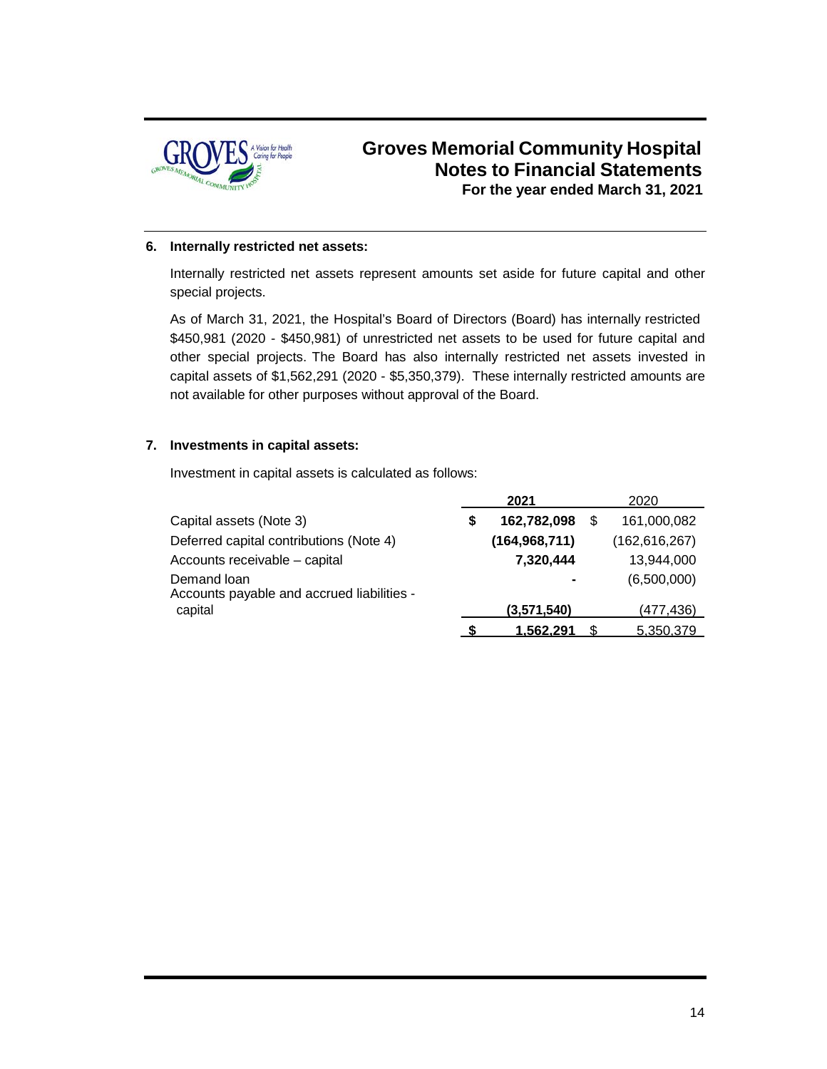## 6. Internally restricted net assets:

Internally restricted net assets represent amounts set aside for future capital and other special projects.

As of March 31, 2021, the Hospital's Board of Directors (Board) has internally restricted $450,981 (2020 - $450,981) of unrestricted net assets to be used for future capital and other special projects. The Board has also internally restricted net assets invested in capital assets of $1,562,291 (2020 - $5,350,379). These internally restricted amounts are not available for other purposes without approval of the Board.

## 7. Investments in capital assets:

Investment in capital assets is calculated as follows:

| | **2021** | 2020 |
|---|---|---|
| Capital assets (Note 3) | **$ 162,782,098** | $ 161,000,082 |
| Deferred capital contributions (Note 4) | **(164,968,711)** | (162,616,267) |
| Accounts receivable – capital | **7,320,444** | 13,944,000 |
| Demand loan | **-** | (6,500,000) |
| Accounts payable and accrued liabilities - capital | **(3,571,540)** | (477,436) |
| | **$ 1,562,291** | $ 5,350,379 |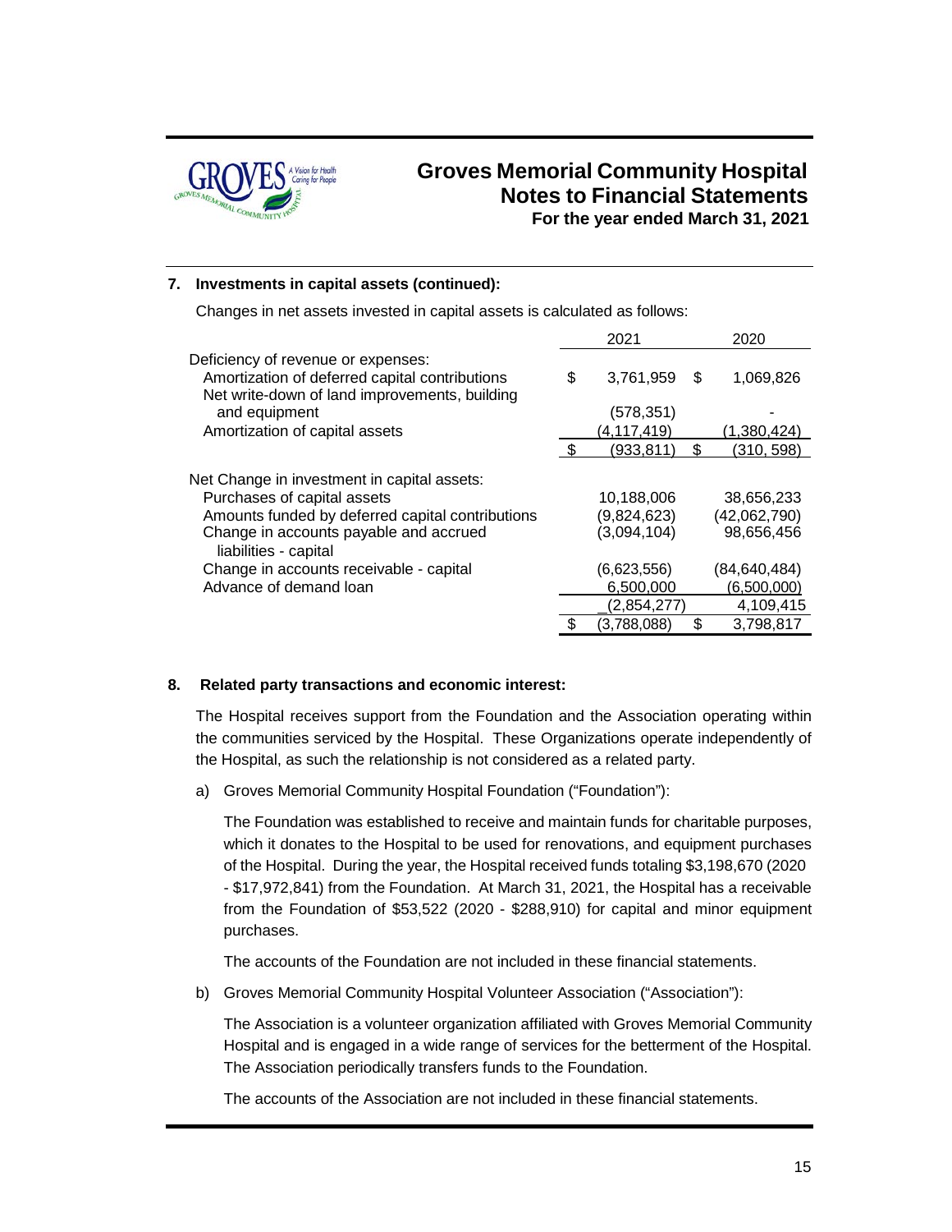## 7. Investments in capital assets (continued):

Changes in net assets invested in capital assets is calculated as follows:

| | 2021 | 2020 |
|---|---|---|
| Deficiency of revenue or expenses: | | |
| Amortization of deferred capital contributions | $ 3,761,959 | $ 1,069,826 |
| Net write-down of land improvements, building and equipment | (578,351) | - |
| Amortization of capital assets | (4,117,419) | (1,380,424) |
| | $ (933,811) | $ (310, 598) |
| Net Change in investment in capital assets: | | |
| Purchases of capital assets | 10,188,006 | 38,656,233 |
| Amounts funded by deferred capital contributions | (9,824,623) | (42,062,790) |
| Change in accounts payable and accrued liabilities - capital | (3,094,104) | 98,656,456 |
| Change in accounts receivable - capital | (6,623,556) | (84,640,484) |
| Advance of demand loan | 6,500,000 | (6,500,000) |
| | (2,854,277) | 4,109,415 |
| | $ (3,788,088) | $ 3,798,817 |

## 8. Related party transactions and economic interest:

The Hospital receives support from the Foundation and the Association operating within the communities serviced by the Hospital. These Organizations operate independently of the Hospital, as such the relationship is not considered as a related party.

a) Groves Memorial Community Hospital Foundation ("Foundation"):

The Foundation was established to receive and maintain funds for charitable purposes, which it donates to the Hospital to be used for renovations, and equipment purchases of the Hospital. During the year, the Hospital received funds totaling $3,198,670 (2020 - $17,972,841) from the Foundation. At March 31, 2021, the Hospital has a receivable from the Foundation of $53,522 (2020 - $288,910) for capital and minor equipment purchases.

The accounts of the Foundation are not included in these financial statements.

b) Groves Memorial Community Hospital Volunteer Association ("Association"):

The Association is a volunteer organization affiliated with Groves Memorial Community Hospital and is engaged in a wide range of services for the betterment of the Hospital. The Association periodically transfers funds to the Foundation.

The accounts of the Association are not included in these financial statements.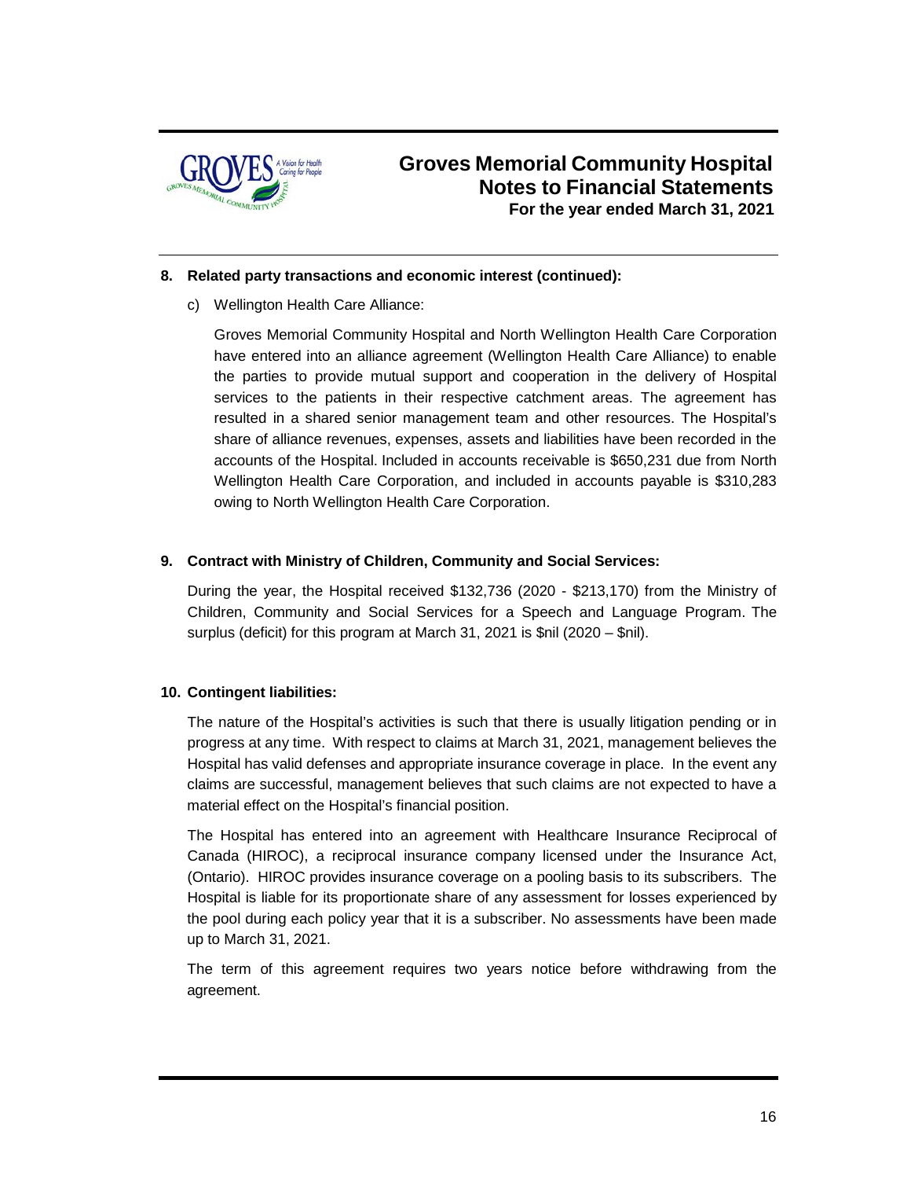**8. Related party transactions and economic interest (continued):**

c) Wellington Health Care Alliance:

Groves Memorial Community Hospital and North Wellington Health Care Corporation have entered into an alliance agreement (Wellington Health Care Alliance) to enable the parties to provide mutual support and cooperation in the delivery of Hospital services to the patients in their respective catchment areas. The agreement has resulted in a shared senior management team and other resources. The Hospital's share of alliance revenues, expenses, assets and liabilities have been recorded in the accounts of the Hospital. Included in accounts receivable is $650,231 due from North Wellington Health Care Corporation, and included in accounts payable is $310,283 owing to North Wellington Health Care Corporation.

**9. Contract with Ministry of Children, Community and Social Services:**

During the year, the Hospital received $132,736 (2020 - $213,170) from the Ministry of Children, Community and Social Services for a Speech and Language Program. The surplus (deficit) for this program at March 31, 2021 is $nil (2020 – $nil).

**10. Contingent liabilities:**

The nature of the Hospital's activities is such that there is usually litigation pending or in progress at any time. With respect to claims at March 31, 2021, management believes the Hospital has valid defenses and appropriate insurance coverage in place. In the event any claims are successful, management believes that such claims are not expected to have a material effect on the Hospital's financial position.

The Hospital has entered into an agreement with Healthcare Insurance Reciprocal of Canada (HIROC), a reciprocal insurance company licensed under the Insurance Act, (Ontario). HIROC provides insurance coverage on a pooling basis to its subscribers. The Hospital is liable for its proportionate share of any assessment for losses experienced by the pool during each policy year that it is a subscriber. No assessments have been made up to March 31, 2021.

The term of this agreement requires two years notice before withdrawing from the agreement.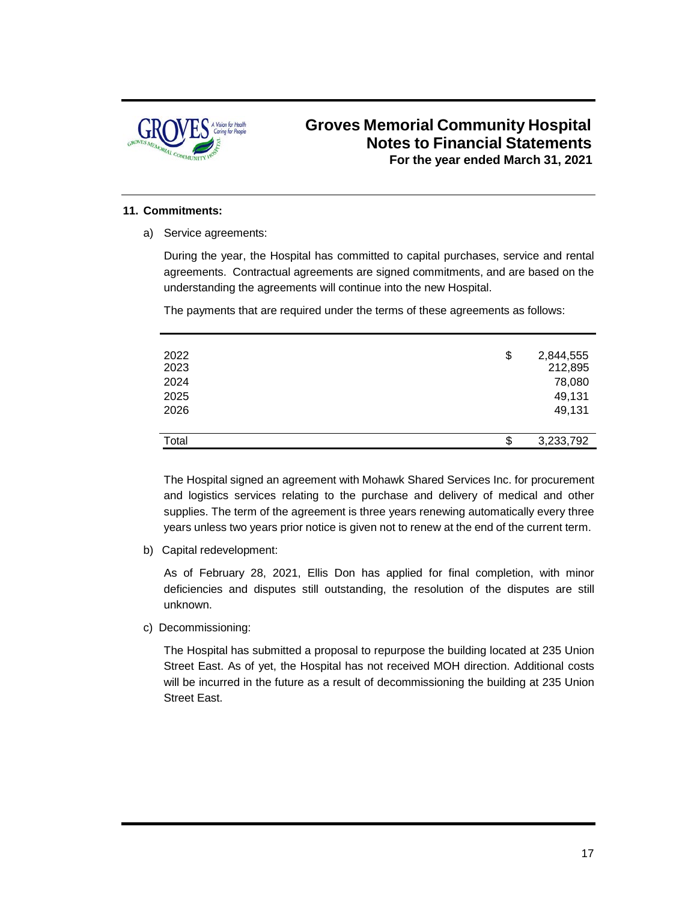### 11. Commitments:

a) Service agreements:

During the year, the Hospital has committed to capital purchases, service and rental agreements. Contractual agreements are signed commitments, and are based on the understanding the agreements will continue into the new Hospital.

The payments that are required under the terms of these agreements as follows:

| | | |
|---|---|---|
| 2022 | $ | 2,844,555 |
| 2023 | | 212,895 |
| 2024 | | 78,080 |
| 2025 | | 49,131 |
| 2026 | | 49,131 |
| Total | $ | 3,233,792 |

The Hospital signed an agreement with Mohawk Shared Services Inc. for procurement and logistics services relating to the purchase and delivery of medical and other supplies. The term of the agreement is three years renewing automatically every three years unless two years prior notice is given not to renew at the end of the current term.

b) Capital redevelopment:

As of February 28, 2021, Ellis Don has applied for final completion, with minor deficiencies and disputes still outstanding, the resolution of the disputes are still unknown.

c) Decommissioning:

The Hospital has submitted a proposal to repurpose the building located at 235 Union Street East. As of yet, the Hospital has not received MOH direction. Additional costs will be incurred in the future as a result of decommissioning the building at 235 Union Street East.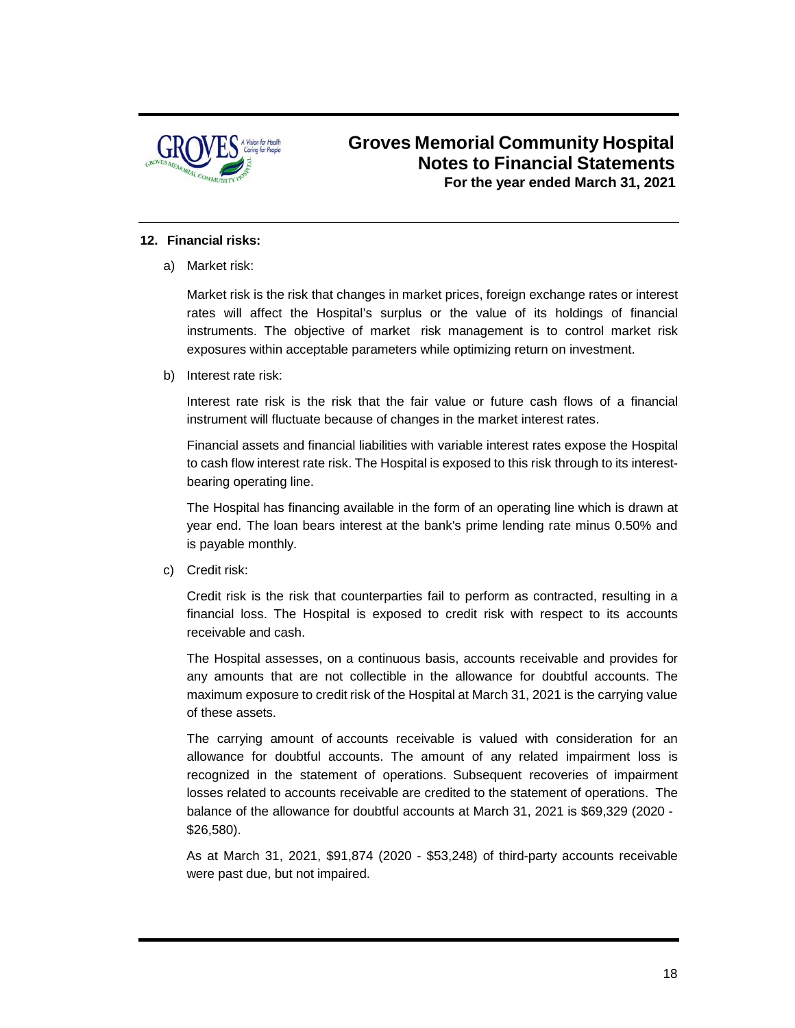## 12. Financial risks:

a) Market risk:

Market risk is the risk that changes in market prices, foreign exchange rates or interest rates will affect the Hospital's surplus or the value of its holdings of financial instruments. The objective of market risk management is to control market risk exposures within acceptable parameters while optimizing return on investment.

b) Interest rate risk:

Interest rate risk is the risk that the fair value or future cash flows of a financial instrument will fluctuate because of changes in the market interest rates.

Financial assets and financial liabilities with variable interest rates expose the Hospital to cash flow interest rate risk. The Hospital is exposed to this risk through to its interest-bearing operating line.

The Hospital has financing available in the form of an operating line which is drawn at year end. The loan bears interest at the bank's prime lending rate minus 0.50% and is payable monthly.

c) Credit risk:

Credit risk is the risk that counterparties fail to perform as contracted, resulting in a financial loss. The Hospital is exposed to credit risk with respect to its accounts receivable and cash.

The Hospital assesses, on a continuous basis, accounts receivable and provides for any amounts that are not collectible in the allowance for doubtful accounts. The maximum exposure to credit risk of the Hospital at March 31, 2021 is the carrying value of these assets.

The carrying amount of accounts receivable is valued with consideration for an allowance for doubtful accounts. The amount of any related impairment loss is recognized in the statement of operations. Subsequent recoveries of impairment losses related to accounts receivable are credited to the statement of operations. The balance of the allowance for doubtful accounts at March 31, 2021 is $69,329 (2020 - $26,580).

As at March 31, 2021, $91,874 (2020 - $53,248) of third-party accounts receivable were past due, but not impaired.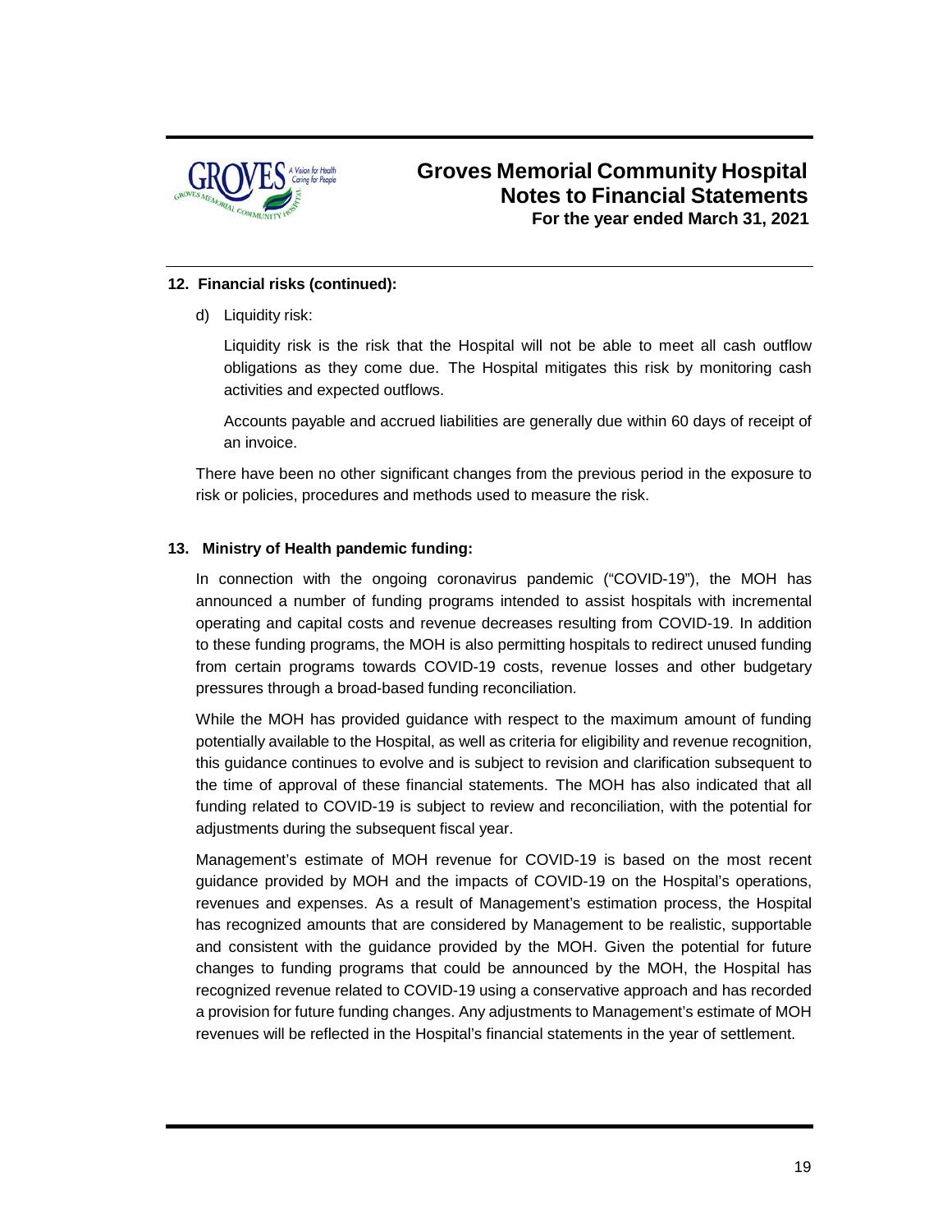### 12. Financial risks (continued):

d) Liquidity risk:

Liquidity risk is the risk that the Hospital will not be able to meet all cash outflow obligations as they come due. The Hospital mitigates this risk by monitoring cash activities and expected outflows.

Accounts payable and accrued liabilities are generally due within 60 days of receipt of an invoice.

There have been no other significant changes from the previous period in the exposure to risk or policies, procedures and methods used to measure the risk.

### 13. Ministry of Health pandemic funding:

In connection with the ongoing coronavirus pandemic ("COVID-19"), the MOH has announced a number of funding programs intended to assist hospitals with incremental operating and capital costs and revenue decreases resulting from COVID-19. In addition to these funding programs, the MOH is also permitting hospitals to redirect unused funding from certain programs towards COVID-19 costs, revenue losses and other budgetary pressures through a broad-based funding reconciliation.

While the MOH has provided guidance with respect to the maximum amount of funding potentially available to the Hospital, as well as criteria for eligibility and revenue recognition, this guidance continues to evolve and is subject to revision and clarification subsequent to the time of approval of these financial statements. The MOH has also indicated that all funding related to COVID-19 is subject to review and reconciliation, with the potential for adjustments during the subsequent fiscal year.

Management's estimate of MOH revenue for COVID-19 is based on the most recent guidance provided by MOH and the impacts of COVID-19 on the Hospital's operations, revenues and expenses. As a result of Management's estimation process, the Hospital has recognized amounts that are considered by Management to be realistic, supportable and consistent with the guidance provided by the MOH. Given the potential for future changes to funding programs that could be announced by the MOH, the Hospital has recognized revenue related to COVID-19 using a conservative approach and has recorded a provision for future funding changes. Any adjustments to Management's estimate of MOH revenues will be reflected in the Hospital's financial statements in the year of settlement.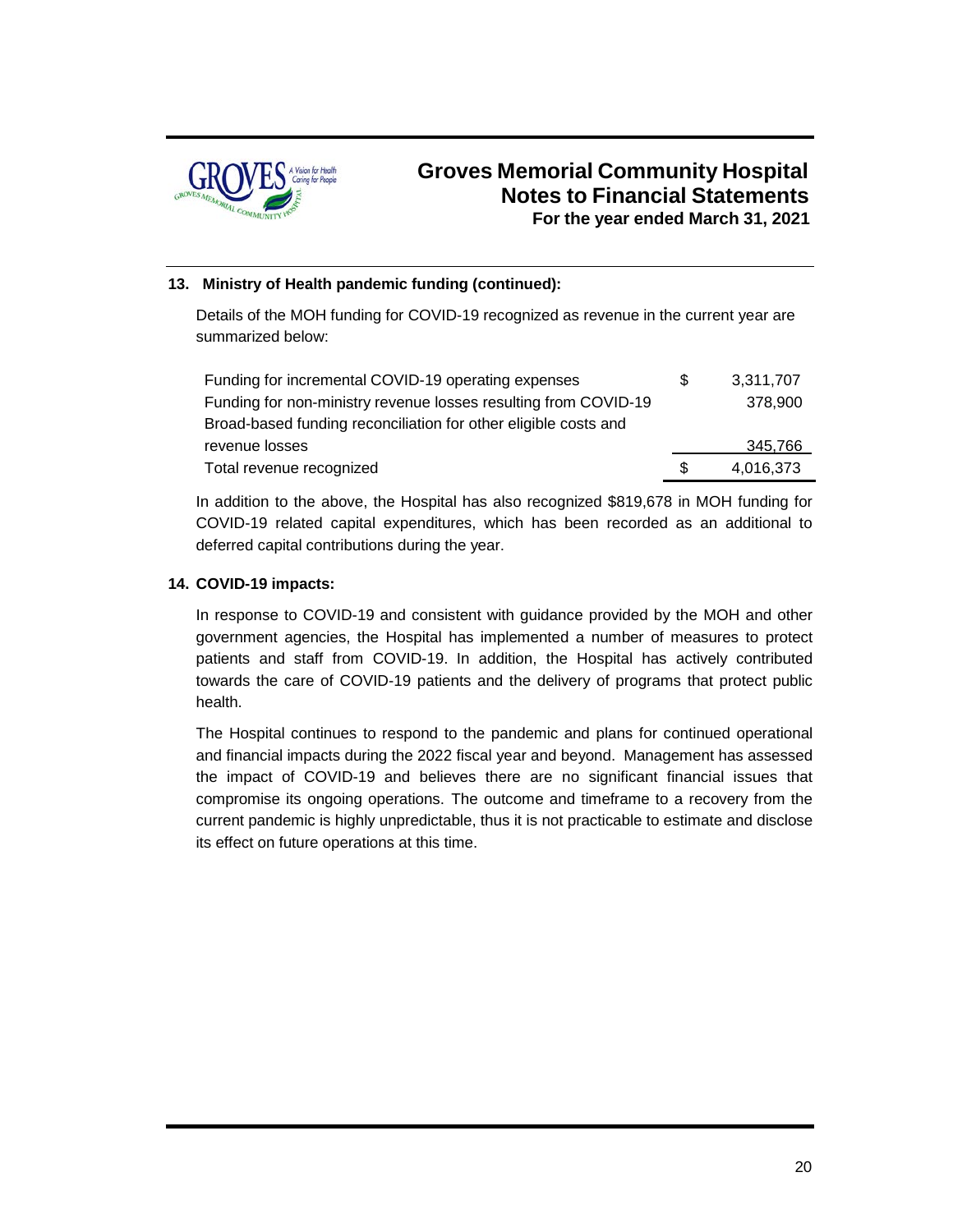## 13. Ministry of Health pandemic funding (continued):

Details of the MOH funding for COVID-19 recognized as revenue in the current year are summarized below:

| | | |
|---|---|---|
| Funding for incremental COVID-19 operating expenses | $ | 3,311,707 |
| Funding for non-ministry revenue losses resulting from COVID-19 | | 378,900 |
| Broad-based funding reconciliation for other eligible costs and revenue losses | | 345,766 |
| Total revenue recognized | $ | 4,016,373 |

In addition to the above, the Hospital has also recognized $819,678 in MOH funding for COVID-19 related capital expenditures, which has been recorded as an additional to deferred capital contributions during the year.

## 14. COVID-19 impacts:

In response to COVID-19 and consistent with guidance provided by the MOH and other government agencies, the Hospital has implemented a number of measures to protect patients and staff from COVID-19. In addition, the Hospital has actively contributed towards the care of COVID-19 patients and the delivery of programs that protect public health.

The Hospital continues to respond to the pandemic and plans for continued operational and financial impacts during the 2022 fiscal year and beyond. Management has assessed the impact of COVID-19 and believes there are no significant financial issues that compromise its ongoing operations. The outcome and timeframe to a recovery from the current pandemic is highly unpredictable, thus it is not practicable to estimate and disclose its effect on future operations at this time.